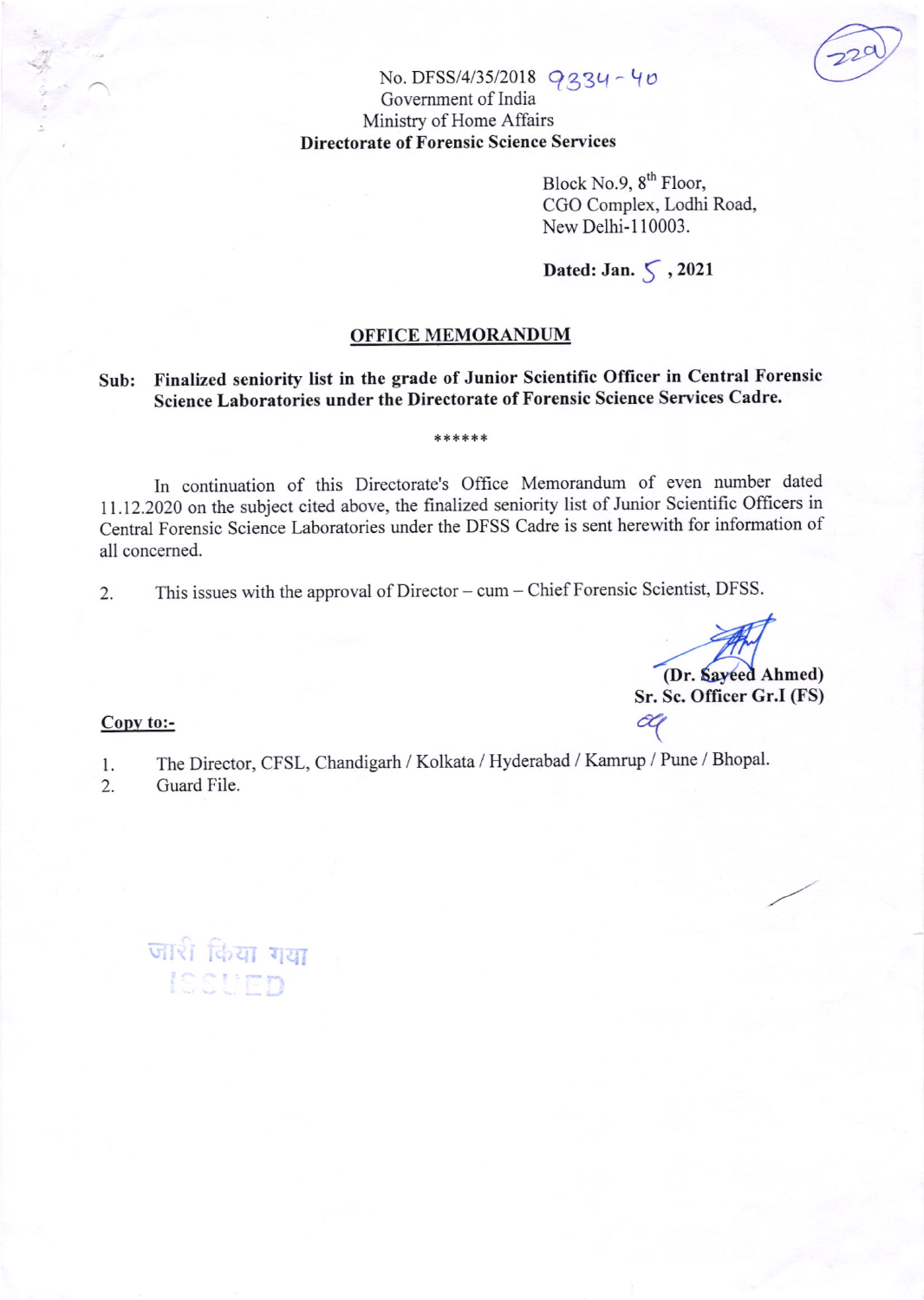No. DFSS/4/35/2018 9334-40
Government of India
Ministry of Home Affairs
**Directorate of Forensic Science Services**

Block No.9, 8th Floor,
CGO Complex, Lodhi Road,
New Delhi-110003.

**Dated: Jan. 5, 2021**

## OFFICE MEMORANDUM

**Sub: Finalized seniority list in the grade of Junior Scientific Officer in Central Forensic Science Laboratories under the Directorate of Forensic Science Services Cadre.**

******

In continuation of this Directorate's Office Memorandum of even number dated 11.12.2020 on the subject cited above, the finalized seniority list of Junior Scientific Officers in Central Forensic Science Laboratories under the DFSS Cadre is sent herewith for information of all concerned.

2. This issues with the approval of Director – cum – Chief Forensic Scientist, DFSS.

**(Dr. Sayeed Ahmed)**
**Sr. Sc. Officer Gr.I (FS)**

**Copy to:-**

1. The Director, CFSL, Chandigarh / Kolkata / Hyderabad / Kamrup / Pune / Bhopal.
2. Guard File.

जारी किया गया
ISSUED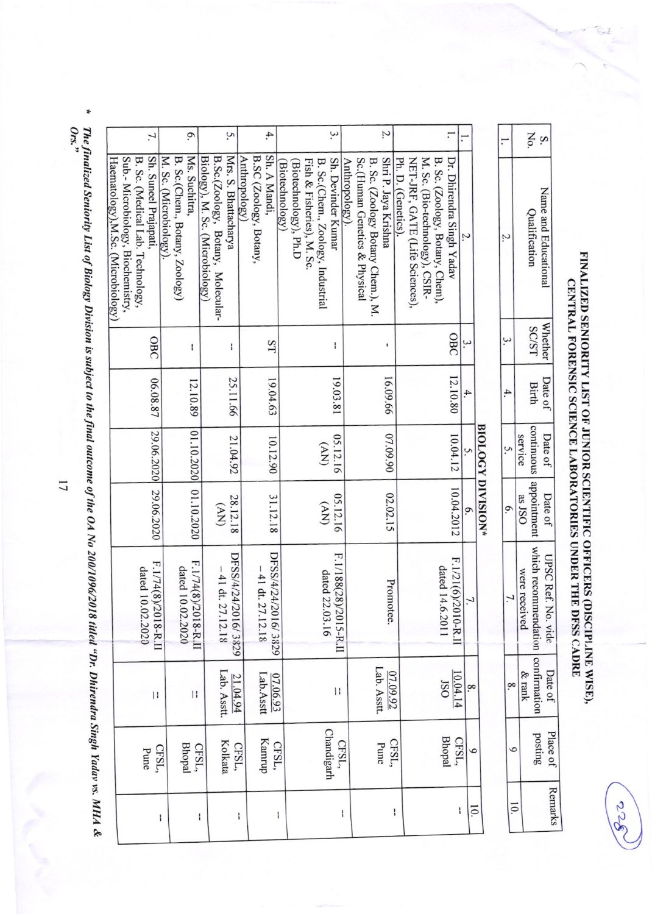# FINALIZED SENIORITY LIST OF JUNIOR SCIENTIFIC OFFICERS (DISCIPLINE WISE), CENTRAL FORENSIC SCIENCE LABORATORIES UNDER THE DFSS CADRE

| S. No. | Name and Educational Qualification | Whether SC/ST | Date of Birth | Date of continuous service | Date of appointment as JSO | UPSC Ref. No. vide which recommendation were received | Date of confirmation & rank | Place of posting | Remarks |
|---|---|---|---|---|---|---|---|---|---|
| 1. | 2. | 3. | 4. | 5. | 6. | 7. | 8. | 9 | 10. |
| | **BIOLOGY DIVISION*** | | | | | | | | |
| 1. | Dr. Dhirendra Singh Yadav B. Sc. (Zoology, Botany, Chem), M. Sc. (Bio-technology), CSIR-NET-JRF, GATE (Life Sciences), Ph. D. (Genetics). | OBC | 12.10.80 | 10.04.12 | 10.04.2012 | F.1/21(6)/2010-R.II dated 14.6.2011 | 10.04.14 JSO | CFSL, Bhopal | -- |
| 2. | Shri P. Jaya Krishna B. Sc. (Zoology Botany Chem.), M. Sc.(Human Genetics & Physical Anthropology). | - | 16.09.66 | 07.09.90 | 02.02.15 | Promotee. | 07.09.92 Lab. Asstt. | CFSL, Pune | -- |
| 3. | Sh. Devinder Kumar B. Sc.(Chem., Zoology, Industrial Fish & Fisheries), M. Sc. (Biotechnology), Ph.D (Biotechnology) | -- | 19.03.81 | 05.12.16 (AN) | 05.12.16 (AN) | F.1/188(28)/2015-R.II dated 22.03.16 | -- | CFSL, Chandigarh | -- |
| 4. | Sh. A Mandi, B.SC (Zoology, Botany, Anthropology) | ST | 19.04.63 | 10.12.90 | 31.12.18 | DFSS/4/24/2016/ 3829 – 41 dt. 27.12.18 | 07.06.93 Lab.Asstt | CFSL, Kamrup | -- |
| 5. | Mrs. S. Bhattacharya B.Sc.(Zoology, Botany, Molecular-Biology), M. Sc. (Microbiology) | -- | 25.11.66 | 21.04.92 | 28.12.18 (AN) | DFSS/4/24/2016/ 3829 – 41 dt. 27.12.18 | 21.04.94 Lab. Asstt. | CFSL, Kolkata | -- |
| 6. | Ms. Suchitra, B. Sc.(Chem., Botany, Zoology) M. Sc. (Microbiology). | -- | 12.10.89 | 01.10.2020 | 01.10.2020 | F.1/74(8)/2018-R.II dated 10.02.2020 | -- | CFSL, Bhopal | -- |
| 7. | Sh. Suneel Prajapati, B. Sc. (Medical Lab. Technology, Sub.- Microbiology, Biochemistry, Haematology),M.Sc. (Microbiology) | OBC | 06.08.87 | 29.06.2020 | 29.06.2020 | F.1/74(8)/2018-R.II dated 10.02.2020 | -- | CFSL, Pune | -- |

\* ***The finalized Seniority List of Biology Division is subject to the final outcome of the OA No 200/1096/2018 titled "Dr. Dhirendra Singh Yadav vs. MHA & Ors."***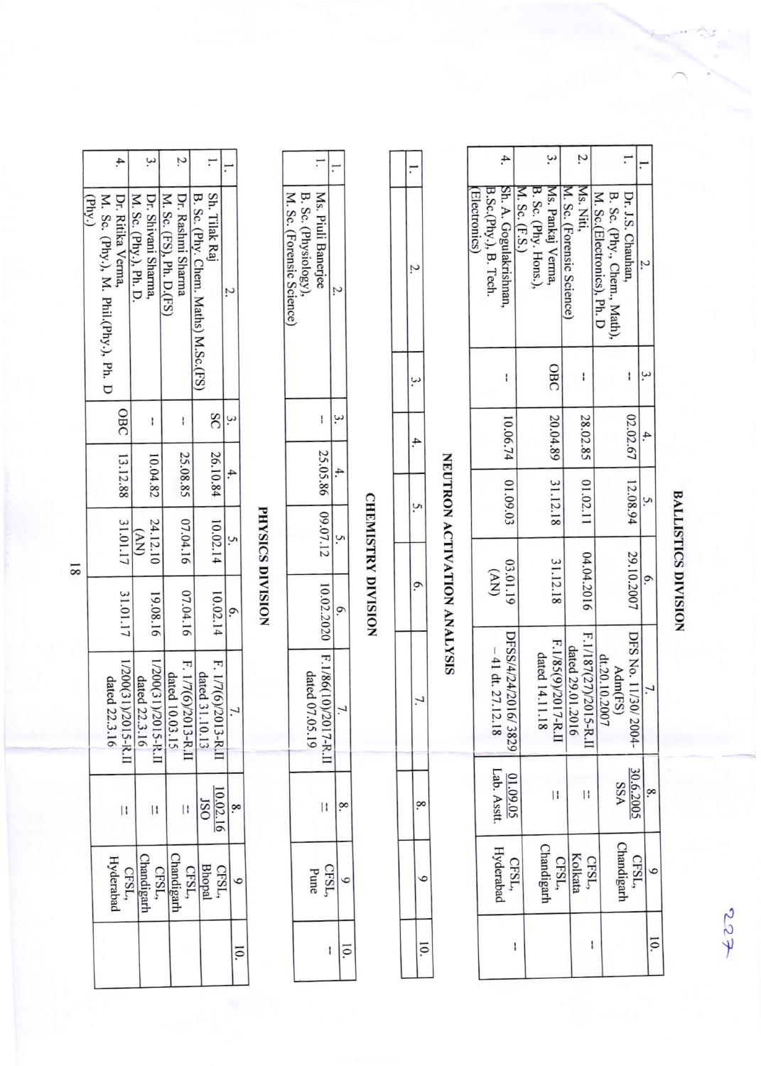## BALLISTICS DIVISION

| 1. | 2. | 3. | 4. | 5. | 6. | 7. | 8. | 9 | 10. |
|---|---|---|---|---|---|---|---|---|---|
| 1. | Dr. J.S. Chauhan, B. Sc. (Phy., Chem., Math), M. Sc.(Electronics), Ph. D | -- | 02.02.67 | 12.08.94 | 29.10.2007 | DFS No. 11/30/ 2004-Adm(FS) dt.20.10.2007 | 30.6.2005 SSA | CFSL, Chandigarh | |
| 2. | Ms. Niti, M. Sc. (Forensic Science) | -- | 28.02.85 | 01.02.11 | 04.04.2016 | F.1/187(27)/2015-R.II dated 29.01.2016 | " | CFSL, Kolkata | -- |
| 3. | Ms. Pankaj Verma, B. Sc. (Phy. Hons.), M. Sc. (F.S.) | OBC | 20.04.89 | 31.12.18 | 31.12.18 | F.1/85(9)/2017-R.II dated 14.11.18 | " | CFSL, Chandigarh | |
| 4. | Sh. A. Gogulakrishnan, B.Sc.(Phy.), B. Tech. (Electronics) | -- | 10.06.74 | 01.09.03 | 03.01.19 (AN) | DFSS/4/24/2016/ 3829 – 41 dt. 27.12.18 | 01.09.05 Lab. Asstt. | CFSL, Hyderabad | -- |

## NEUTRON ACTIVATION ANALYSIS

| 1. | 2. | 3. | 4. | 5. | 6. | 7. | 8. | 9 | 10. |
|---|---|---|---|---|---|---|---|---|---|
| | | | | | | | | | |

## CHEMISTRY DIVISION

| 1. | 2. | 3. | 4. | 5. | 6. | 7. | 8. | 9 | 10. |
|---|---|---|---|---|---|---|---|---|---|
| 1. | Ms. Piuli Banerjee B. Sc. (Physiology), M. Sc. (Forensic Science) | -- | 25.05.86 | 09.07.12 | 10.02.2020 | F.1/86(10)/2017-R.II dated 07.05.19 | " | CFSL, Pune | -- |

## PHYSICS DIVISION

| 1. | 2. | 3. | 4. | 5. | 6. | 7. | 8. | 9 | 10. |
|---|---|---|---|---|---|---|---|---|---|
| 1. | Sh. Tilak Raj B. Sc. (Phy. Chem. Maths) M.Sc.(FS) | SC | 26.10.84 | 10.02.14 | 10.02.14 | F. 1/7(6)/2013-R.II dated 31.10.13 | 10.02.16 JSO | CFSL, Bhopal | |
| 2. | Dr. Rashmi Sharma M. Sc. (FS), Ph. D.(FS) | -- | 25.08.85 | 07.04.16 | 07.04.16 | F. 1/7(6)/2013-R.II dated 10.03.15 | " | CFSL, Chandigarh | |
| 3. | Dr. Shivani Sharma, M. Sc. (Phy.), Ph. D. | -- | 10.04.82 | 24.12.10 (AN) | 19.08.16 | 1/200(31)/2015-R.II dated 22.3.16 | " | CFSL, Chandigarh | |
| 4. | Dr. Ritika Verma, M. Sc. (Phy.), M. Phil.(Phy.), Ph. D (Phy.) | OBC | 13.12.88 | 31.01.17 | 31.01.17 | 1/200(31)/2015-R.II dated 22.3.16 | " | CFSL, Hyderabad | |